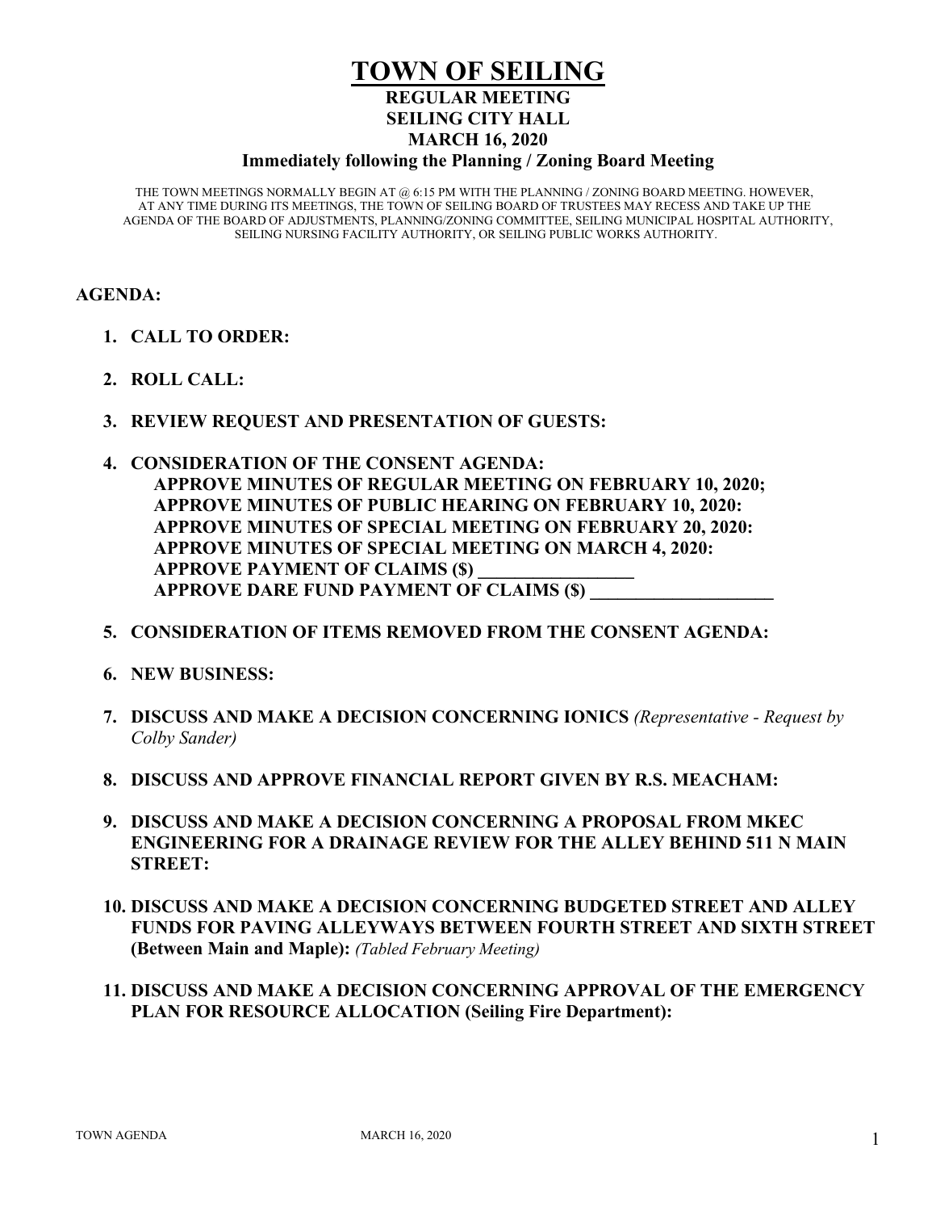# TOWN OF SEILING

## REGULAR MEETING
## SEILING CITY HALL
## MARCH 16, 2020
## Immediately following the Planning / Zoning Board Meeting

THE TOWN MEETINGS NORMALLY BEGIN AT @ 6:15 PM WITH THE PLANNING / ZONING BOARD MEETING. HOWEVER, AT ANY TIME DURING ITS MEETINGS, THE TOWN OF SEILING BOARD OF TRUSTEES MAY RECESS AND TAKE UP THE AGENDA OF THE BOARD OF ADJUSTMENTS, PLANNING/ZONING COMMITTEE, SEILING MUNICIPAL HOSPITAL AUTHORITY, SEILING NURSING FACILITY AUTHORITY, OR SEILING PUBLIC WORKS AUTHORITY.

**AGENDA:**

1. **CALL TO ORDER:**

2. **ROLL CALL:**

3. **REVIEW REQUEST AND PRESENTATION OF GUESTS:**

4. **CONSIDERATION OF THE CONSENT AGENDA:**
   **APPROVE MINUTES OF REGULAR MEETING ON FEBRUARY 10, 2020;**
   **APPROVE MINUTES OF PUBLIC HEARING ON FEBRUARY 10, 2020:**
   **APPROVE MINUTES OF SPECIAL MEETING ON FEBRUARY 20, 2020:**
   **APPROVE MINUTES OF SPECIAL MEETING ON MARCH 4, 2020:**
   **APPROVE PAYMENT OF CLAIMS ($) _________________**
   **APPROVE DARE FUND PAYMENT OF CLAIMS ($) ____________________**

5. **CONSIDERATION OF ITEMS REMOVED FROM THE CONSENT AGENDA:**

6. **NEW BUSINESS:**

7. **DISCUSS AND MAKE A DECISION CONCERNING IONICS** *(Representative - Request by Colby Sander)*

8. **DISCUSS AND APPROVE FINANCIAL REPORT GIVEN BY R.S. MEACHAM:**

9. **DISCUSS AND MAKE A DECISION CONCERNING A PROPOSAL FROM MKEC ENGINEERING FOR A DRAINAGE REVIEW FOR THE ALLEY BEHIND 511 N MAIN STREET:**

10. **DISCUSS AND MAKE A DECISION CONCERNING BUDGETED STREET AND ALLEY FUNDS FOR PAVING ALLEYWAYS BETWEEN FOURTH STREET AND SIXTH STREET (Between Main and Maple):** *(Tabled February Meeting)*

11. **DISCUSS AND MAKE A DECISION CONCERNING APPROVAL OF THE EMERGENCY PLAN FOR RESOURCE ALLOCATION (Seiling Fire Department):**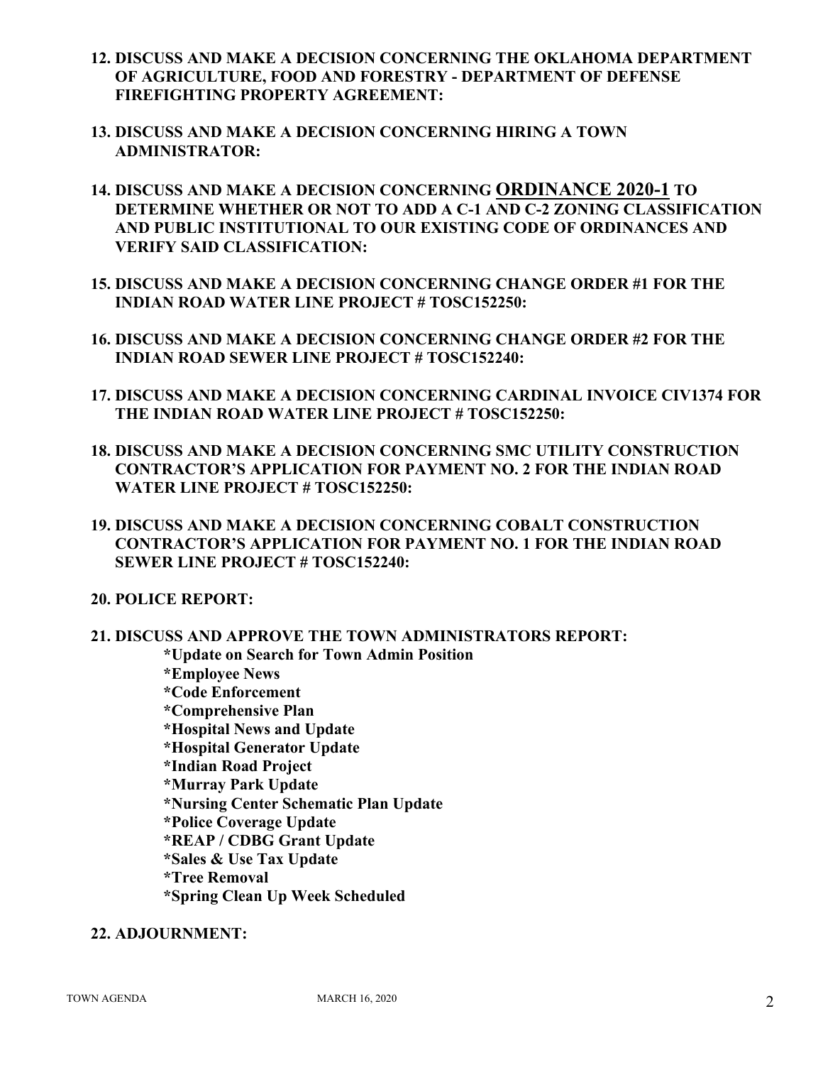**12. DISCUSS AND MAKE A DECISION CONCERNING THE OKLAHOMA DEPARTMENT OF AGRICULTURE, FOOD AND FORESTRY - DEPARTMENT OF DEFENSE FIREFIGHTING PROPERTY AGREEMENT:**

**13. DISCUSS AND MAKE A DECISION CONCERNING HIRING A TOWN ADMINISTRATOR:**

**14. DISCUSS AND MAKE A DECISION CONCERNING <u>ORDINANCE 2020-1</u> TO DETERMINE WHETHER OR NOT TO ADD A C-1 AND C-2 ZONING CLASSIFICATION AND PUBLIC INSTITUTIONAL TO OUR EXISTING CODE OF ORDINANCES AND VERIFY SAID CLASSIFICATION:**

**15. DISCUSS AND MAKE A DECISION CONCERNING CHANGE ORDER #1 FOR THE INDIAN ROAD WATER LINE PROJECT # TOSC152250:**

**16. DISCUSS AND MAKE A DECISION CONCERNING CHANGE ORDER #2 FOR THE INDIAN ROAD SEWER LINE PROJECT # TOSC152240:**

**17. DISCUSS AND MAKE A DECISION CONCERNING CARDINAL INVOICE CIV1374 FOR THE INDIAN ROAD WATER LINE PROJECT # TOSC152250:**

**18. DISCUSS AND MAKE A DECISION CONCERNING SMC UTILITY CONSTRUCTION CONTRACTOR'S APPLICATION FOR PAYMENT NO. 2 FOR THE INDIAN ROAD WATER LINE PROJECT # TOSC152250:**

**19. DISCUSS AND MAKE A DECISION CONCERNING COBALT CONSTRUCTION CONTRACTOR'S APPLICATION FOR PAYMENT NO. 1 FOR THE INDIAN ROAD SEWER LINE PROJECT # TOSC152240:**

**20. POLICE REPORT:**

**21. DISCUSS AND APPROVE THE TOWN ADMINISTRATORS REPORT:**

**\*Update on Search for Town Admin Position**
**\*Employee News**
**\*Code Enforcement**
**\*Comprehensive Plan**
**\*Hospital News and Update**
**\*Hospital Generator Update**
**\*Indian Road Project**
**\*Murray Park Update**
**\*Nursing Center Schematic Plan Update**
**\*Police Coverage Update**
**\*REAP / CDBG Grant Update**
**\*Sales & Use Tax Update**
**\*Tree Removal**
**\*Spring Clean Up Week Scheduled**

**22. ADJOURNMENT:**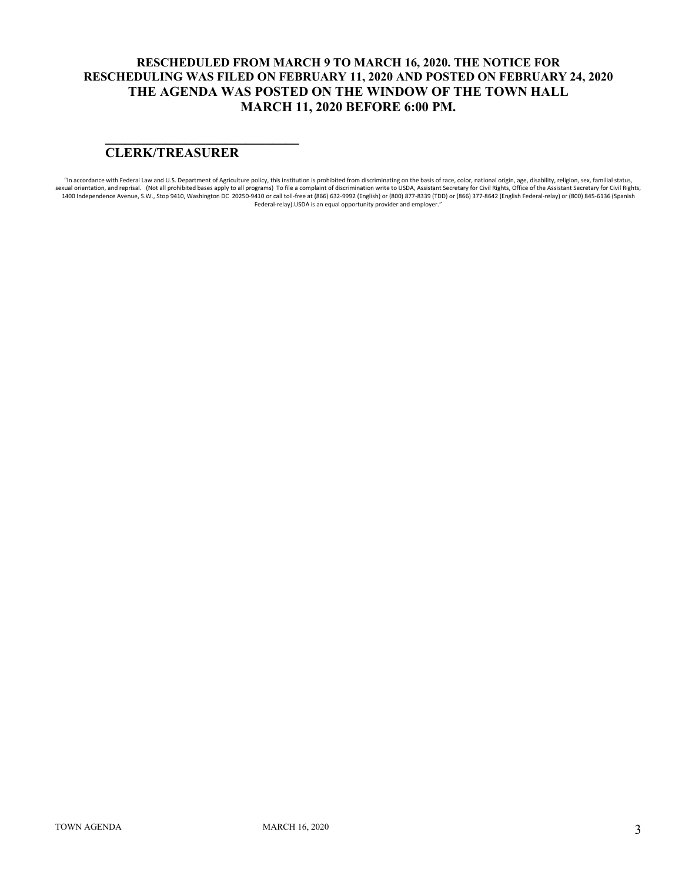**RESCHEDULED FROM MARCH 9 TO MARCH 16, 2020. THE NOTICE FOR RESCHEDULING WAS FILED ON FEBRUARY 11, 2020 AND POSTED ON FEBRUARY 24, 2020 THE AGENDA WAS POSTED ON THE WINDOW OF THE TOWN HALL MARCH 11, 2020 BEFORE 6:00 PM.**

______________________________

**CLERK/TREASURER**

"In accordance with Federal Law and U.S. Department of Agriculture policy, this institution is prohibited from discriminating on the basis of race, color, national origin, age, disability, religion, sex, familial status, sexual orientation, and reprisal. (Not all prohibited bases apply to all programs) To file a complaint of discrimination write to USDA, Assistant Secretary for Civil Rights, Office of the Assistant Secretary for Civil Rights, 1400 Independence Avenue, S.W., Stop 9410, Washington DC 20250-9410 or call toll-free at (866) 632-9992 (English) or (800) 877-8339 (TDD) or (866) 377-8642 (English Federal-relay) or (800) 845-6136 (Spanish Federal-relay).USDA is an equal opportunity provider and employer."